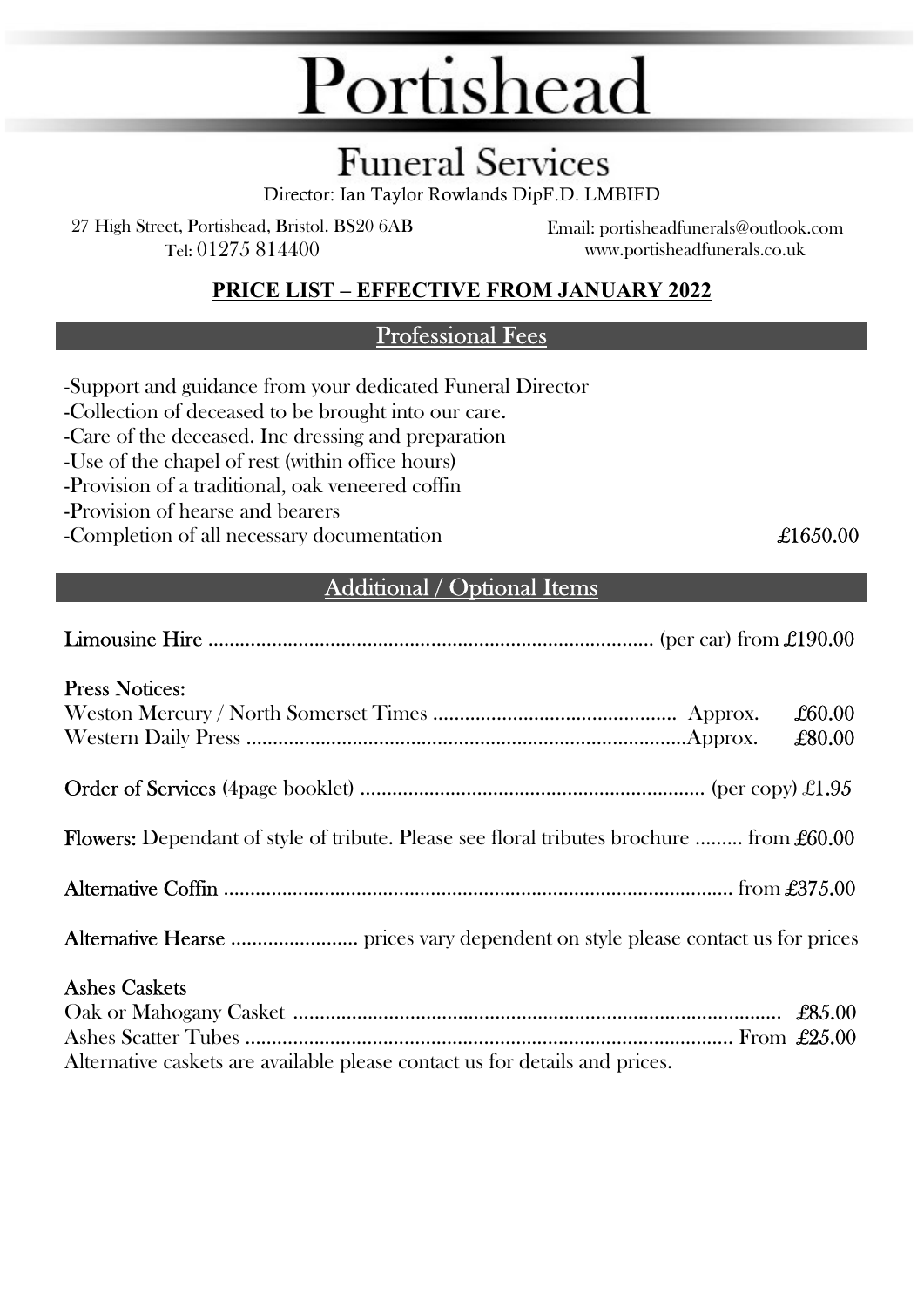# Portishead

## Funeral Services

Director: Ian Taylor Rowlands DipF.D. LMBIFD

27 High Street, Portishead, Bristol. BS20 6AB
Tel: 01275 814400

Email: portisheadfunerals@outlook.com
www.portisheadfunerals.co.uk

**PRICE LIST – EFFECTIVE FROM JANUARY 2022**

## Professional Fees

-Support and guidance from your dedicated Funeral Director
-Collection of deceased to be brought into our care.
-Care of the deceased. Inc dressing and preparation
-Use of the chapel of rest (within office hours)
-Provision of a traditional, oak veneered coffin
-Provision of hearse and bearers
-Completion of all necessary documentation £1650.00

## Additional / Optional Items

**Limousine Hire** .................................................................................... (per car) from £190.00

**Press Notices:**
Weston Mercury / North Somerset Times .............................................. Approx. £60.00
Western Daily Press ..................................................................................Approx. £80.00

**Order of Services** (4page booklet) ................................................................ (per copy) £1.95

**Flowers:** Dependant of style of tribute. Please see floral tributes brochure ......... from £60.00

**Alternative Coffin** .............................................................................................. from £375.00

**Alternative Hearse** ........................ prices vary dependent on style please contact us for prices

**Ashes Caskets**
Oak or Mahogany Casket ........................................................................................... £85.00
Ashes Scatter Tubes .......................................................................................... From £25.00
Alternative caskets are available please contact us for details and prices.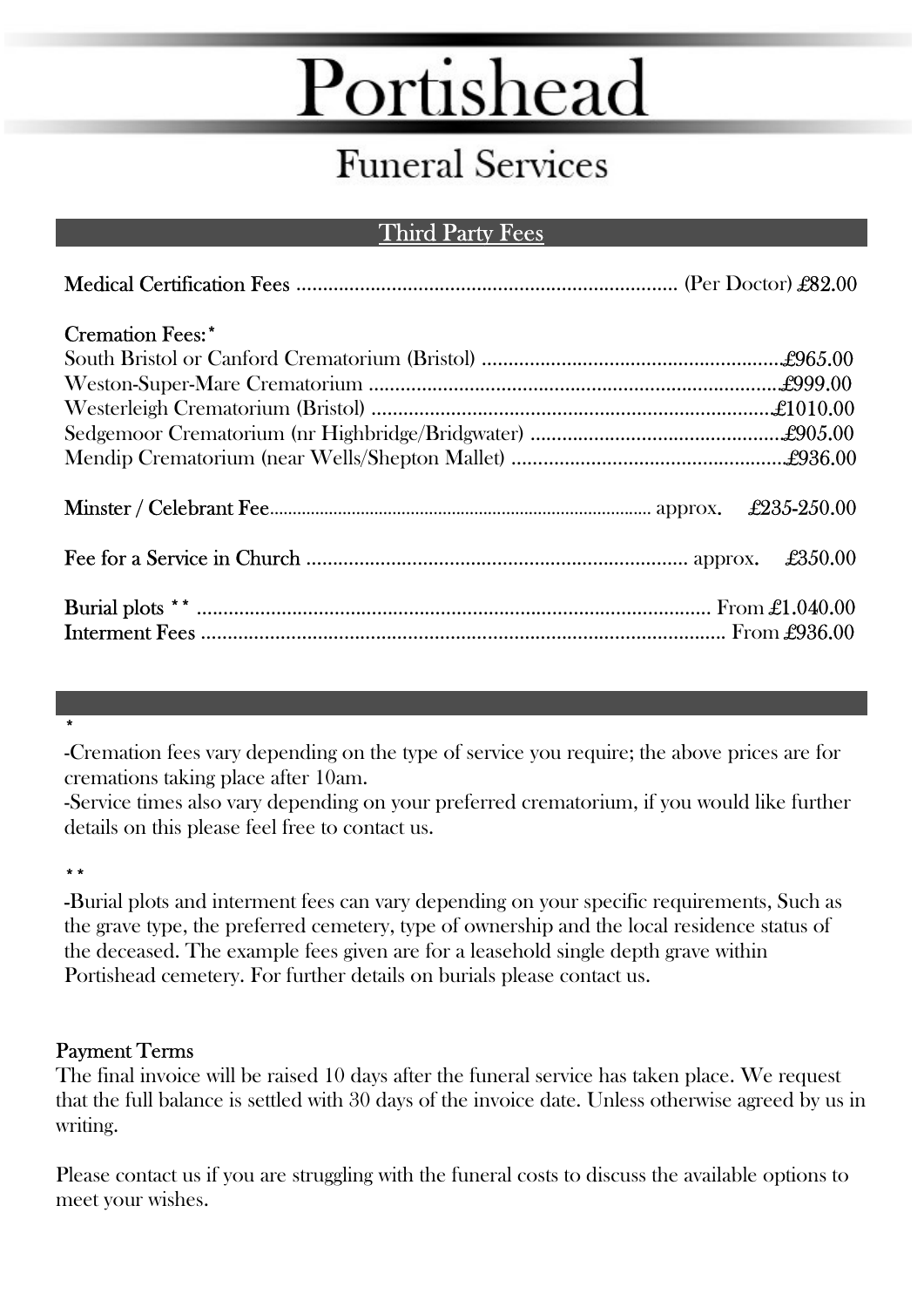# Portishead

## Funeral Services

### Third Party Fees

**Medical Certification Fees** ........................................................................ (Per Doctor) £82.00

**Cremation Fees:***

South Bristol or Canford Crematorium (Bristol) ........................................................£965.00
Weston-Super-Mare Crematorium ..............................................................................£999.00
Westerleigh Crematorium (Bristol) ............................................................................£1010.00
Sedgemoor Crematorium (nr Highbridge/Bridgwater) ...............................................£905.00
Mendip Crematorium (near Wells/Shepton Mallet) ....................................................£936.00

**Minster / Celebrant Fee**.................................................................................... approx. £235-250.00

**Fee for a Service in Church** ........................................................................ approx. £350.00

**Burial plots** ** ................................................................................................ From £1.040.00
**Interment Fees** .................................................................................................. From £936.00

*

-Cremation fees vary depending on the type of service you require; the above prices are for cremations taking place after 10am.

-Service times also vary depending on your preferred crematorium, if you would like further details on this please feel free to contact us.

**

-Burial plots and interment fees can vary depending on your specific requirements, Such as the grave type, the preferred cemetery, type of ownership and the local residence status of the deceased. The example fees given are for a leasehold single depth grave within Portishead cemetery. For further details on burials please contact us.

**Payment Terms**

The final invoice will be raised 10 days after the funeral service has taken place. We request that the full balance is settled with 30 days of the invoice date. Unless otherwise agreed by us in writing.

Please contact us if you are struggling with the funeral costs to discuss the available options to meet your wishes.